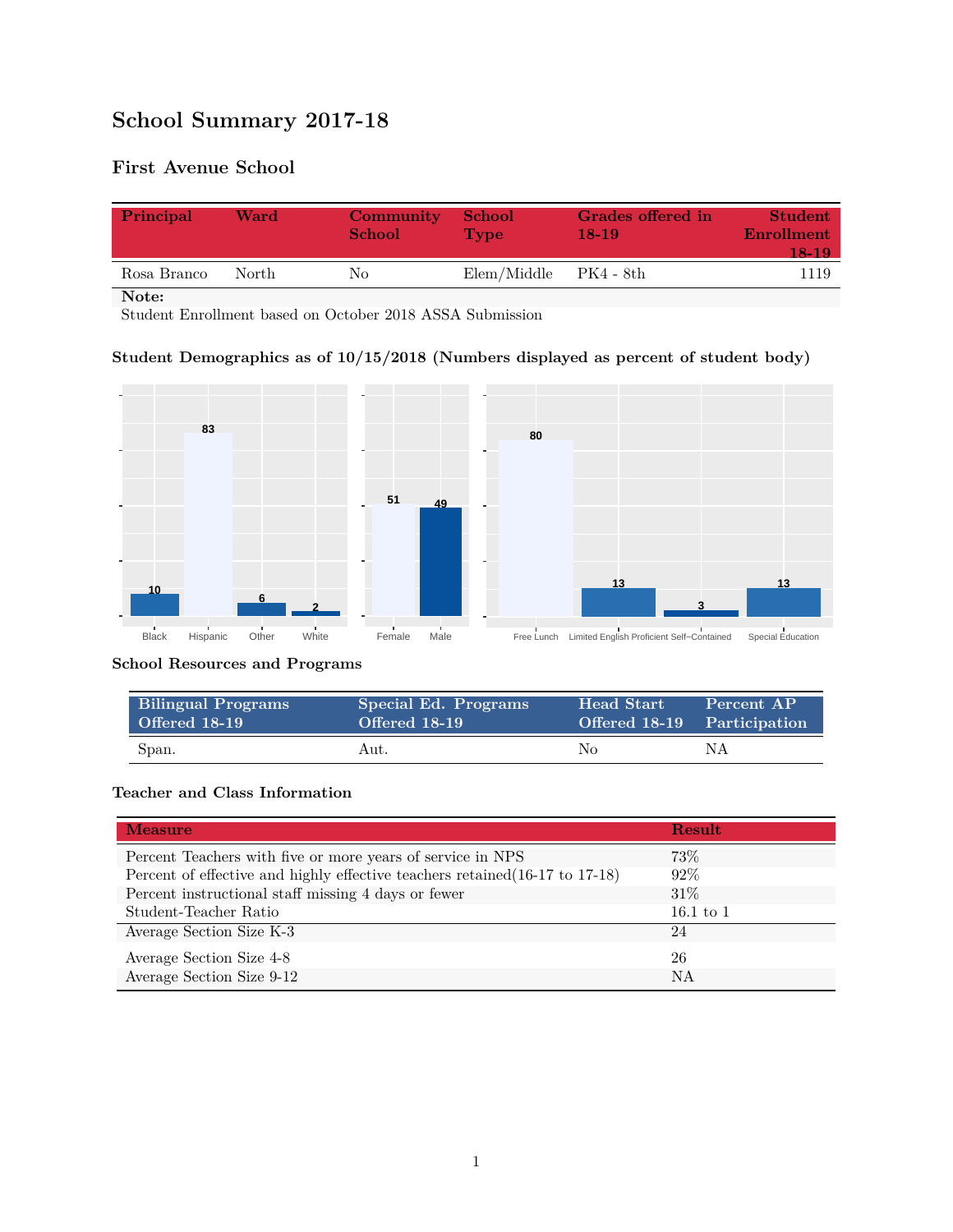# School Summary 2017-18

## First Avenue School

| Principal | Ward | Community School | School Type | Grades offered in 18-19 | Student Enrollment 18-19 |
|---|---|---|---|---|---|
| Rosa Branco | North | No | Elem/Middle | PK4 - 8th | 1119 |

**Note:**
Student Enrollment based on October 2018 ASSA Submission

### Student Demographics as of 10/15/2018 (Numbers displayed as percent of student body)

| Black | Hispanic | Other | White |
|---|---|---|---|
| 10 | 83 | 6 | 2 |

| Female | Male |
|---|---|
| 51 | 49 |

| Free Lunch | Limited English Proficient | Self-Contained | Special Education |
|---|---|---|---|
| 80 | 13 | 3 | 13 |

### School Resources and Programs

| Bilingual Programs Offered 18-19 | Special Ed. Programs Offered 18-19 | Head Start Offered 18-19 | Percent AP Participation |
|---|---|---|---|
| Span. | Aut. | No | NA |

### Teacher and Class Information

| Measure | Result |
|---|---|
| Percent Teachers with five or more years of service in NPS | 73% |
| Percent of effective and highly effective teachers retained(16-17 to 17-18) | 92% |
| Percent instructional staff missing 4 days or fewer | 31% |
| Student-Teacher Ratio | 16.1 to 1 |
| Average Section Size K-3 | 24 |
| Average Section Size 4-8 | 26 |
| Average Section Size 9-12 | NA |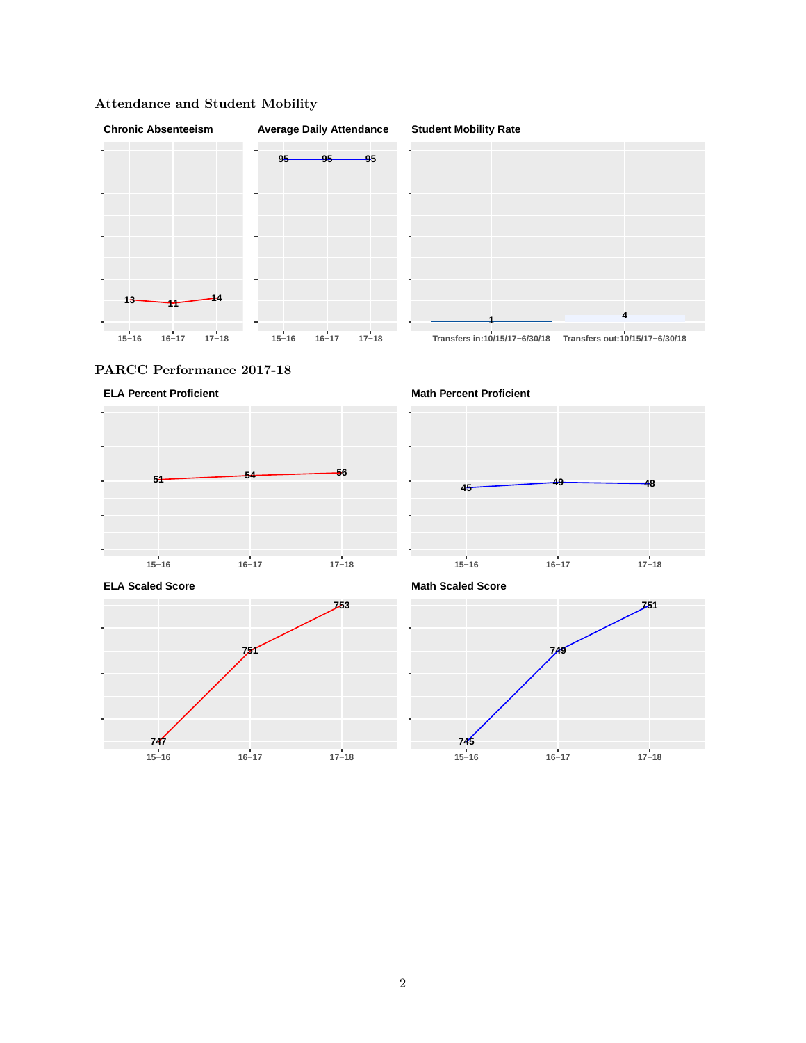## Attendance and Student Mobility

**Chronic Absenteeism**

13
11
14

15–16
16–17
17–18

**Average Daily Attendance**

95
95
95

15–16
16–17
17–18

**Student Mobility Rate**

1
4

Transfers in:10/15/17–6/30/18
Transfers out:10/15/17–6/30/18

## PARCC Performance 2017-18

**ELA Percent Proficient**

51
54
56

15–16
16–17
17–18

**Math Percent Proficient**

45
49
48

15–16
16–17
17–18

**ELA Scaled Score**

747
751
753

15–16
16–17
17–18

**Math Scaled Score**

745
749
751

15–16
16–17
17–18